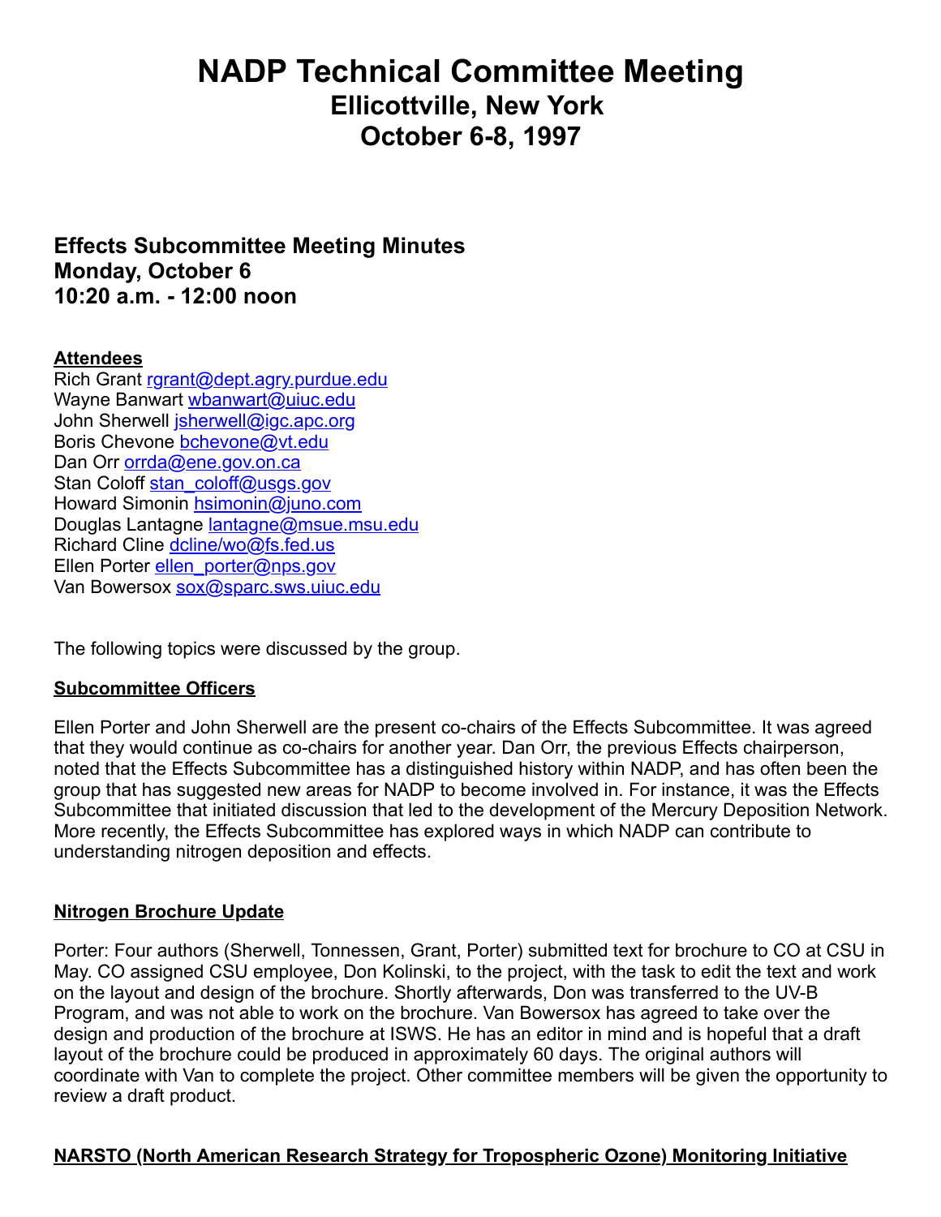# NADP Technical Committee Meeting
## Ellicottville, New York
## October 6-8, 1997

### Effects Subcommittee Meeting Minutes
### Monday, October 6
### 10:20 a.m. - 12:00 noon

**Attendees**

Rich Grant rgrant@dept.agry.purdue.edu
Wayne Banwart wbanwart@uiuc.edu
John Sherwell jsherwell@igc.apc.org
Boris Chevone bchevone@vt.edu
Dan Orr orrda@ene.gov.on.ca
Stan Coloff stan_coloff@usgs.gov
Howard Simonin hsimonin@juno.com
Douglas Lantagne lantagne@msue.msu.edu
Richard Cline dcline/wo@fs.fed.us
Ellen Porter ellen_porter@nps.gov
Van Bowersox sox@sparc.sws.uiuc.edu

The following topics were discussed by the group.

**Subcommittee Officers**

Ellen Porter and John Sherwell are the present co-chairs of the Effects Subcommittee. It was agreed that they would continue as co-chairs for another year. Dan Orr, the previous Effects chairperson, noted that the Effects Subcommittee has a distinguished history within NADP, and has often been the group that has suggested new areas for NADP to become involved in. For instance, it was the Effects Subcommittee that initiated discussion that led to the development of the Mercury Deposition Network. More recently, the Effects Subcommittee has explored ways in which NADP can contribute to understanding nitrogen deposition and effects.

**Nitrogen Brochure Update**

Porter: Four authors (Sherwell, Tonnessen, Grant, Porter) submitted text for brochure to CO at CSU in May. CO assigned CSU employee, Don Kolinski, to the project, with the task to edit the text and work on the layout and design of the brochure. Shortly afterwards, Don was transferred to the UV-B Program, and was not able to work on the brochure. Van Bowersox has agreed to take over the design and production of the brochure at ISWS. He has an editor in mind and is hopeful that a draft layout of the brochure could be produced in approximately 60 days. The original authors will coordinate with Van to complete the project. Other committee members will be given the opportunity to review a draft product.

**NARSTO (North American Research Strategy for Tropospheric Ozone) Monitoring Initiative**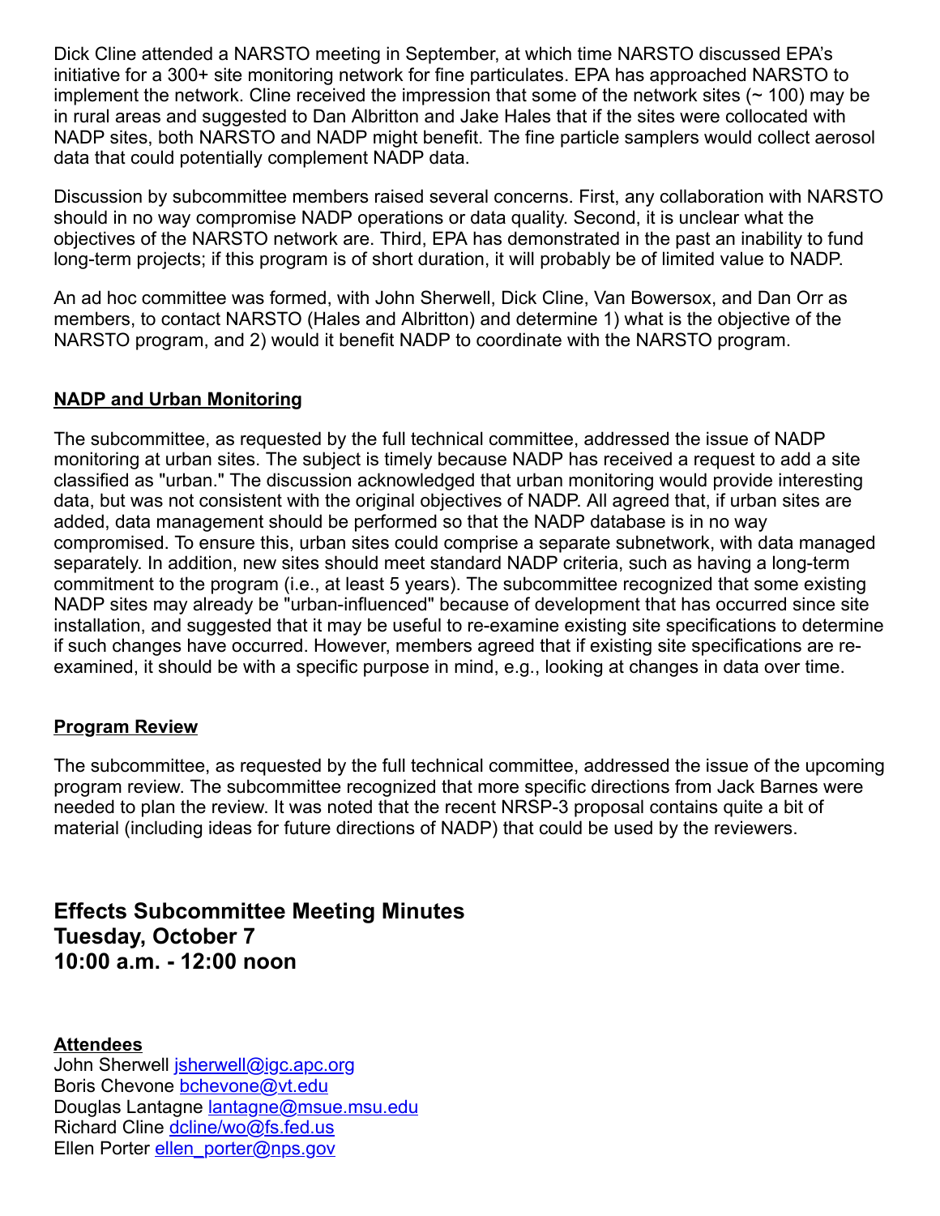Dick Cline attended a NARSTO meeting in September, at which time NARSTO discussed EPA's initiative for a 300+ site monitoring network for fine particulates. EPA has approached NARSTO to implement the network. Cline received the impression that some of the network sites (~ 100) may be in rural areas and suggested to Dan Albritton and Jake Hales that if the sites were collocated with NADP sites, both NARSTO and NADP might benefit. The fine particle samplers would collect aerosol data that could potentially complement NADP data.

Discussion by subcommittee members raised several concerns. First, any collaboration with NARSTO should in no way compromise NADP operations or data quality. Second, it is unclear what the objectives of the NARSTO network are. Third, EPA has demonstrated in the past an inability to fund long-term projects; if this program is of short duration, it will probably be of limited value to NADP.

An ad hoc committee was formed, with John Sherwell, Dick Cline, Van Bowersox, and Dan Orr as members, to contact NARSTO (Hales and Albritton) and determine 1) what is the objective of the NARSTO program, and 2) would it benefit NADP to coordinate with the NARSTO program.

### NADP and Urban Monitoring

The subcommittee, as requested by the full technical committee, addressed the issue of NADP monitoring at urban sites. The subject is timely because NADP has received a request to add a site classified as "urban." The discussion acknowledged that urban monitoring would provide interesting data, but was not consistent with the original objectives of NADP. All agreed that, if urban sites are added, data management should be performed so that the NADP database is in no way compromised. To ensure this, urban sites could comprise a separate subnetwork, with data managed separately. In addition, new sites should meet standard NADP criteria, such as having a long-term commitment to the program (i.e., at least 5 years). The subcommittee recognized that some existing NADP sites may already be "urban-influenced" because of development that has occurred since site installation, and suggested that it may be useful to re-examine existing site specifications to determine if such changes have occurred. However, members agreed that if existing site specifications are re-examined, it should be with a specific purpose in mind, e.g., looking at changes in data over time.

### Program Review

The subcommittee, as requested by the full technical committee, addressed the issue of the upcoming program review. The subcommittee recognized that more specific directions from Jack Barnes were needed to plan the review. It was noted that the recent NRSP-3 proposal contains quite a bit of material (including ideas for future directions of NADP) that could be used by the reviewers.

## Effects Subcommittee Meeting Minutes
## Tuesday, October 7
## 10:00 a.m. - 12:00 noon

### Attendees

John Sherwell jsherwell@igc.apc.org
Boris Chevone bchevone@vt.edu
Douglas Lantagne lantagne@msue.msu.edu
Richard Cline dcline/wo@fs.fed.us
Ellen Porter ellen_porter@nps.gov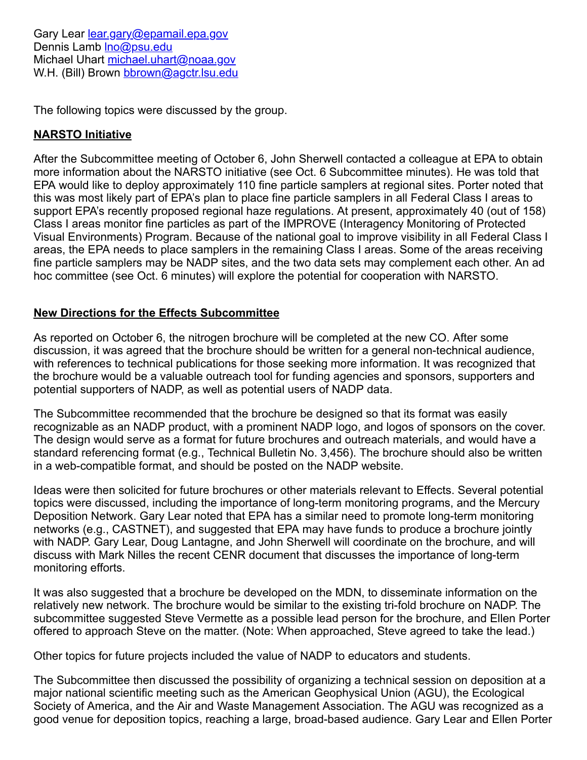Gary Lear lear.gary@epamail.epa.gov
Dennis Lamb lno@psu.edu
Michael Uhart michael.uhart@noaa.gov
W.H. (Bill) Brown bbrown@agctr.lsu.edu

The following topics were discussed by the group.

**NARSTO Initiative**

After the Subcommittee meeting of October 6, John Sherwell contacted a colleague at EPA to obtain more information about the NARSTO initiative (see Oct. 6 Subcommittee minutes). He was told that EPA would like to deploy approximately 110 fine particle samplers at regional sites. Porter noted that this was most likely part of EPA's plan to place fine particle samplers in all Federal Class I areas to support EPA's recently proposed regional haze regulations. At present, approximately 40 (out of 158) Class I areas monitor fine particles as part of the IMPROVE (Interagency Monitoring of Protected Visual Environments) Program. Because of the national goal to improve visibility in all Federal Class I areas, the EPA needs to place samplers in the remaining Class I areas. Some of the areas receiving fine particle samplers may be NADP sites, and the two data sets may complement each other. An ad hoc committee (see Oct. 6 minutes) will explore the potential for cooperation with NARSTO.

**New Directions for the Effects Subcommittee**

As reported on October 6, the nitrogen brochure will be completed at the new CO. After some discussion, it was agreed that the brochure should be written for a general non-technical audience, with references to technical publications for those seeking more information. It was recognized that the brochure would be a valuable outreach tool for funding agencies and sponsors, supporters and potential supporters of NADP, as well as potential users of NADP data.

The Subcommittee recommended that the brochure be designed so that its format was easily recognizable as an NADP product, with a prominent NADP logo, and logos of sponsors on the cover. The design would serve as a format for future brochures and outreach materials, and would have a standard referencing format (e.g., Technical Bulletin No. 3,456). The brochure should also be written in a web-compatible format, and should be posted on the NADP website.

Ideas were then solicited for future brochures or other materials relevant to Effects. Several potential topics were discussed, including the importance of long-term monitoring programs, and the Mercury Deposition Network. Gary Lear noted that EPA has a similar need to promote long-term monitoring networks (e.g., CASTNET), and suggested that EPA may have funds to produce a brochure jointly with NADP. Gary Lear, Doug Lantagne, and John Sherwell will coordinate on the brochure, and will discuss with Mark Nilles the recent CENR document that discusses the importance of long-term monitoring efforts.

It was also suggested that a brochure be developed on the MDN, to disseminate information on the relatively new network. The brochure would be similar to the existing tri-fold brochure on NADP. The subcommittee suggested Steve Vermette as a possible lead person for the brochure, and Ellen Porter offered to approach Steve on the matter. (Note: When approached, Steve agreed to take the lead.)

Other topics for future projects included the value of NADP to educators and students.

The Subcommittee then discussed the possibility of organizing a technical session on deposition at a major national scientific meeting such as the American Geophysical Union (AGU), the Ecological Society of America, and the Air and Waste Management Association. The AGU was recognized as a good venue for deposition topics, reaching a large, broad-based audience. Gary Lear and Ellen Porter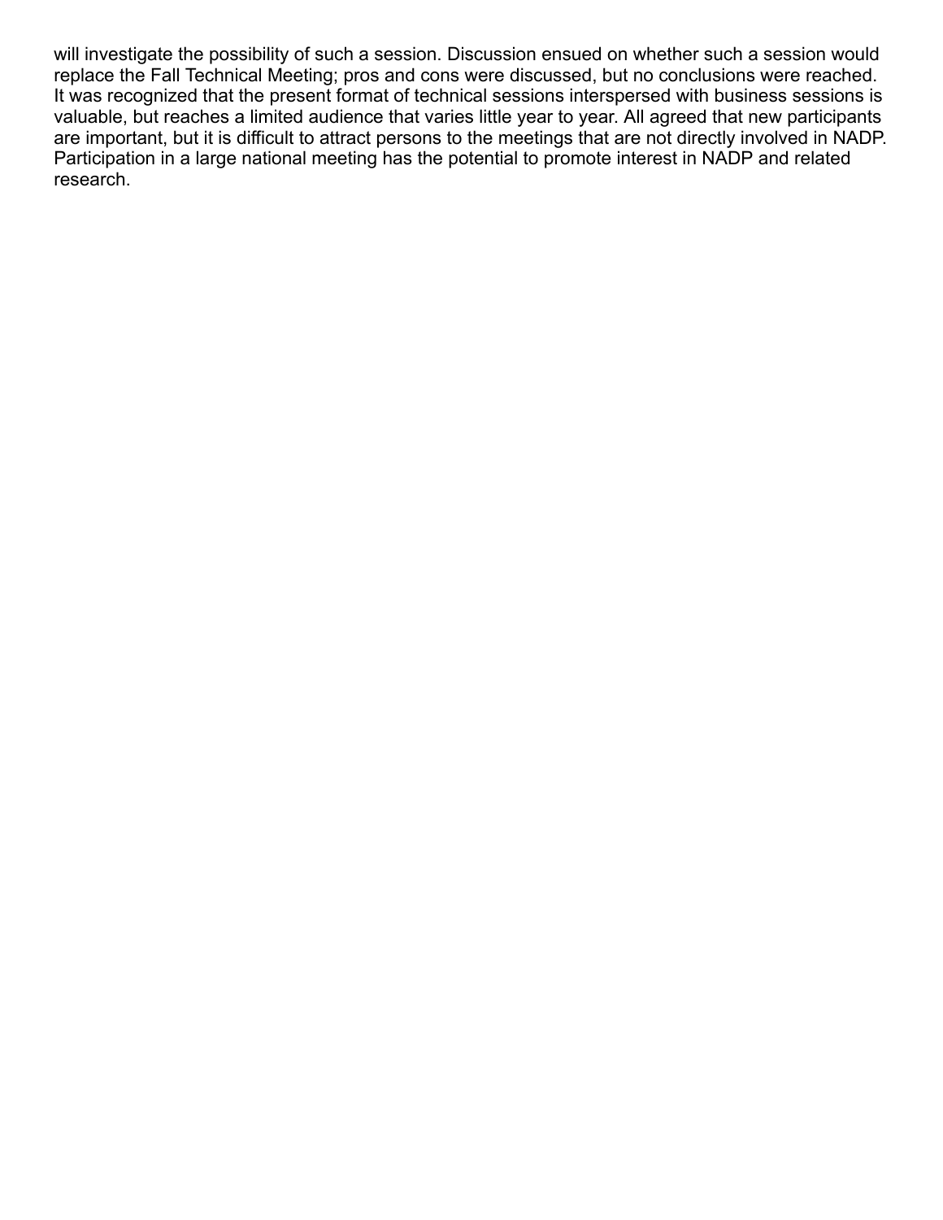will investigate the possibility of such a session. Discussion ensued on whether such a session would replace the Fall Technical Meeting; pros and cons were discussed, but no conclusions were reached. It was recognized that the present format of technical sessions interspersed with business sessions is valuable, but reaches a limited audience that varies little year to year. All agreed that new participants are important, but it is difficult to attract persons to the meetings that are not directly involved in NADP. Participation in a large national meeting has the potential to promote interest in NADP and related research.